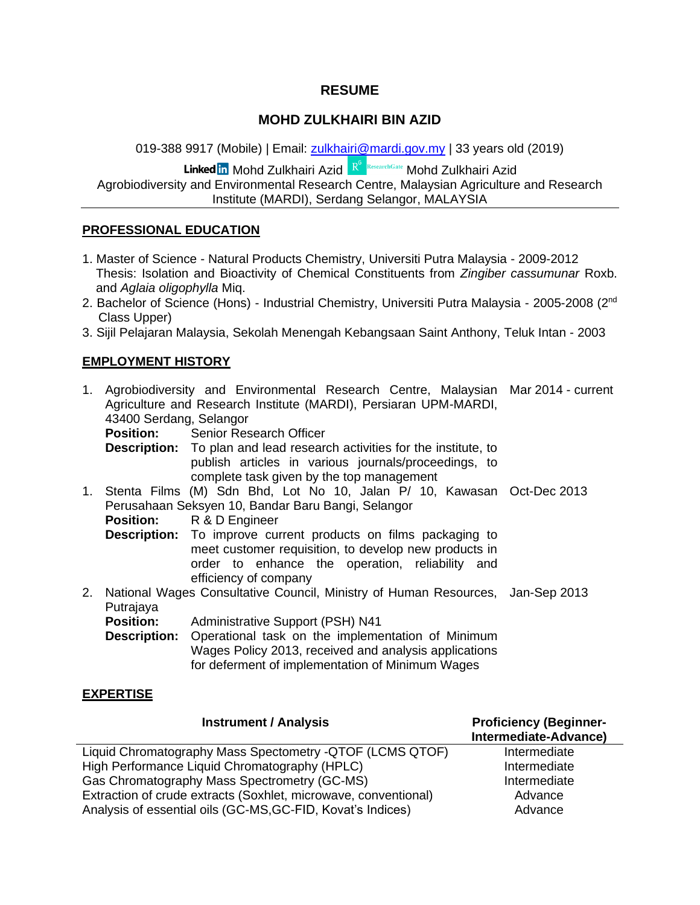# RESUME

## MOHD ZULKHAIRI BIN AZID

019-388 9917 (Mobile) | Email: zulkhairi@mardi.gov.my | 33 years old (2019)

LinkedIn Mohd Zulkhairi Azid ResearchGate Mohd Zulkhairi Azid

Agrobiodiversity and Environmental Research Centre, Malaysian Agriculture and Research Institute (MARDI), Serdang Selangor, MALAYSIA

---

## PROFESSIONAL EDUCATION

1. Master of Science - Natural Products Chemistry, Universiti Putra Malaysia - 2009-2012
   Thesis: Isolation and Bioactivity of Chemical Constituents from *Zingiber cassumunar* Roxb. and *Aglaia oligophylla* Miq.
2. Bachelor of Science (Hons) - Industrial Chemistry, Universiti Putra Malaysia - 2005-2008 (2nd Class Upper)
3. Sijil Pelajaran Malaysia, Sekolah Menengah Kebangsaan Saint Anthony, Teluk Intan - 2003

## EMPLOYMENT HISTORY

1. Agrobiodiversity and Environmental Research Centre, Malaysian Agriculture and Research Institute (MARDI), Persiaran UPM-MARDI, 43400 Serdang, Selangor — Mar 2014 - current
   **Position:** Senior Research Officer
   **Description:** To plan and lead research activities for the institute, to publish articles in various journals/proceedings, to complete task given by the top management
1. Stenta Films (M) Sdn Bhd, Lot No 10, Jalan P/ 10, Kawasan Perusahaan Seksyen 10, Bandar Baru Bangi, Selangor — Oct-Dec 2013
   **Position:** R & D Engineer
   **Description:** To improve current products on films packaging to meet customer requisition, to develop new products in order to enhance the operation, reliability and efficiency of company
2. National Wages Consultative Council, Ministry of Human Resources, Putrajaya — Jan-Sep 2013
   **Position:** Administrative Support (PSH) N41
   **Description:** Operational task on the implementation of Minimum Wages Policy 2013, received and analysis applications for deferment of implementation of Minimum Wages

## EXPERTISE

| Instrument / Analysis | Proficiency (Beginner-Intermediate-Advance) |
|---|---|
| Liquid Chromatography Mass Spectometry -QTOF (LCMS QTOF) | Intermediate |
| High Performance Liquid Chromatography (HPLC) | Intermediate |
| Gas Chromatography Mass Spectrometry (GC-MS) | Intermediate |
| Extraction of crude extracts (Soxhlet, microwave, conventional) | Advance |
| Analysis of essential oils (GC-MS,GC-FID, Kovat's Indices) | Advance |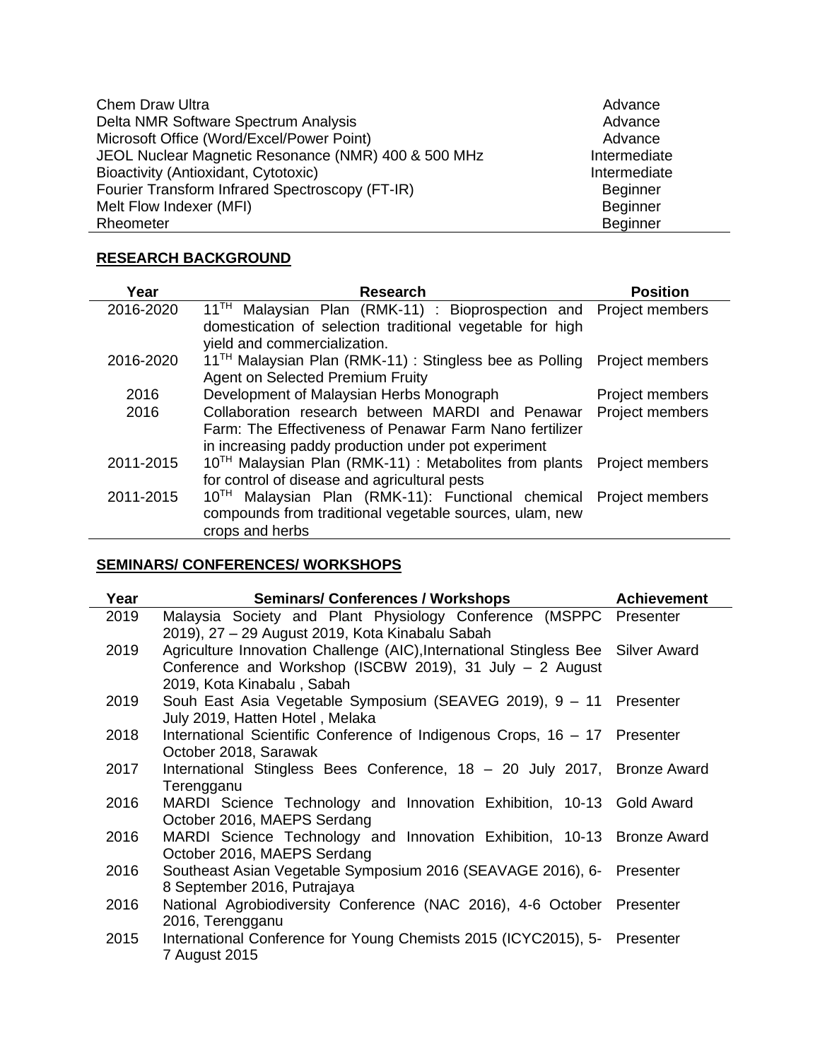| | |
|---|---|
| Chem Draw Ultra | Advance |
| Delta NMR Software Spectrum Analysis | Advance |
| Microsoft Office (Word/Excel/Power Point) | Advance |
| JEOL Nuclear Magnetic Resonance (NMR) 400 & 500 MHz | Intermediate |
| Bioactivity (Antioxidant, Cytotoxic) | Intermediate |
| Fourier Transform Infrared Spectroscopy (FT-IR) | Beginner |
| Melt Flow Indexer (MFI) | Beginner |
| Rheometer | Beginner |

## RESEARCH BACKGROUND

| Year | Research | Position |
|---|---|---|
| 2016-2020 | 11$^{TH}$ Malaysian Plan (RMK-11) : Bioprospection and domestication of selection traditional vegetable for high yield and commercialization. | Project members |
| 2016-2020 | 11$^{TH}$ Malaysian Plan (RMK-11) : Stingless bee as Polling Agent on Selected Premium Fruity | Project members |
| 2016 | Development of Malaysian Herbs Monograph | Project members |
| 2016 | Collaboration research between MARDI and Penawar Farm: The Effectiveness of Penawar Farm Nano fertilizer in increasing paddy production under pot experiment | Project members |
| 2011-2015 | 10$^{TH}$ Malaysian Plan (RMK-11) : Metabolites from plants for control of disease and agricultural pests | Project members |
| 2011-2015 | 10$^{TH}$ Malaysian Plan (RMK-11): Functional chemical compounds from traditional vegetable sources, ulam, new crops and herbs | Project members |

## SEMINARS/ CONFERENCES/ WORKSHOPS

| Year | Seminars/ Conferences / Workshops | Achievement |
|---|---|---|
| 2019 | Malaysia Society and Plant Physiology Conference (MSPPC 2019), 27 – 29 August 2019, Kota Kinabalu Sabah | Presenter |
| 2019 | Agriculture Innovation Challenge (AIC),International Stingless Bee Conference and Workshop (ISCBW 2019), 31 July – 2 August 2019, Kota Kinabalu , Sabah | Silver Award |
| 2019 | Souh East Asia Vegetable Symposium (SEAVEG 2019), 9 – 11 July 2019, Hatten Hotel , Melaka | Presenter |
| 2018 | International Scientific Conference of Indigenous Crops, 16 – 17 October 2018, Sarawak | Presenter |
| 2017 | International Stingless Bees Conference, 18 – 20 July 2017, Terengganu | Bronze Award |
| 2016 | MARDI Science Technology and Innovation Exhibition, 10-13 October 2016, MAEPS Serdang | Gold Award |
| 2016 | MARDI Science Technology and Innovation Exhibition, 10-13 October 2016, MAEPS Serdang | Bronze Award |
| 2016 | Southeast Asian Vegetable Symposium 2016 (SEAVAGE 2016), 6-8 September 2016, Putrajaya | Presenter |
| 2016 | National Agrobiodiversity Conference (NAC 2016), 4-6 October 2016, Terengganu | Presenter |
| 2015 | International Conference for Young Chemists 2015 (ICYC2015), 5-7 August 2015 | Presenter |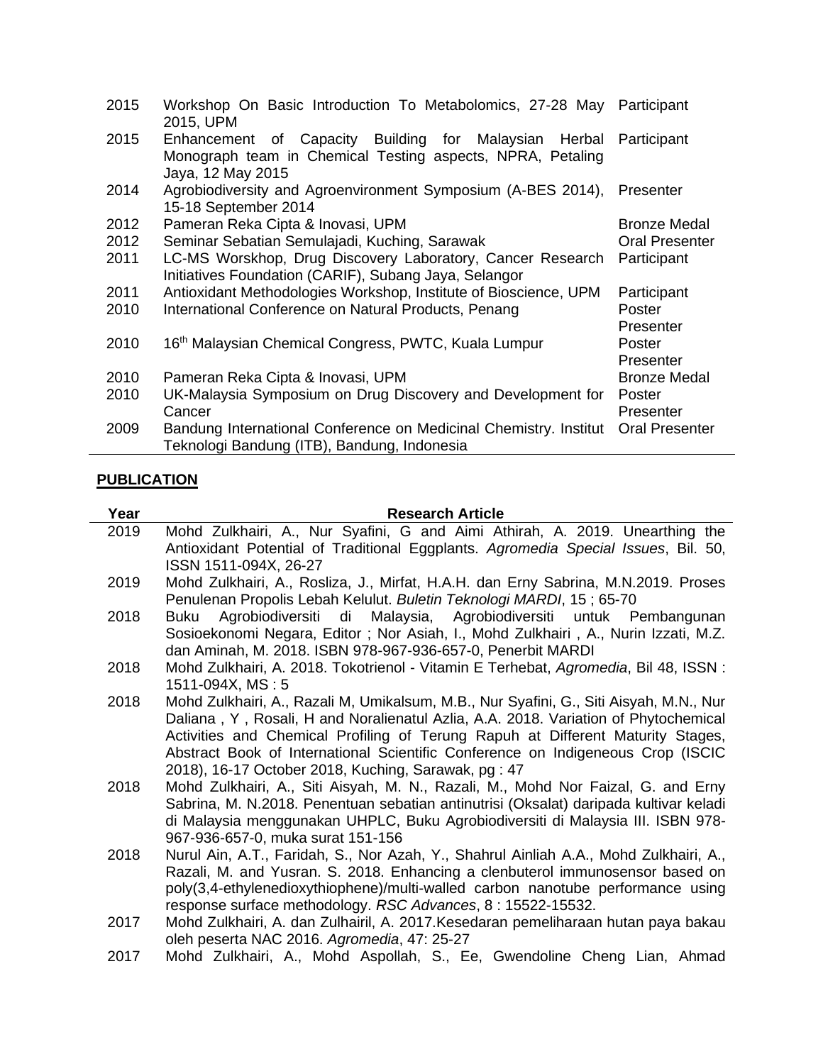| | | |
|---|---|---|
| 2015 | Workshop On Basic Introduction To Metabolomics, 27-28 May 2015, UPM | Participant |
| 2015 | Enhancement of Capacity Building for Malaysian Herbal Monograph team in Chemical Testing aspects, NPRA, Petaling Jaya, 12 May 2015 | Participant |
| 2014 | Agrobiodiversity and Agroenvironment Symposium (A-BES 2014), 15-18 September 2014 | Presenter |
| 2012 | Pameran Reka Cipta & Inovasi, UPM | Bronze Medal |
| 2012 | Seminar Sebatian Semulajadi, Kuching, Sarawak | Oral Presenter |
| 2011 | LC-MS Worskhop, Drug Discovery Laboratory, Cancer Research Initiatives Foundation (CARIF), Subang Jaya, Selangor | Participant |
| 2011 | Antioxidant Methodologies Workshop, Institute of Bioscience, UPM | Participant |
| 2010 | International Conference on Natural Products, Penang | Poster Presenter |
| 2010 | 16th Malaysian Chemical Congress, PWTC, Kuala Lumpur | Poster Presenter |
| 2010 | Pameran Reka Cipta & Inovasi, UPM | Bronze Medal |
| 2010 | UK-Malaysia Symposium on Drug Discovery and Development for Cancer | Poster Presenter |
| 2009 | Bandung International Conference on Medicinal Chemistry. Institut Teknologi Bandung (ITB), Bandung, Indonesia | Oral Presenter |

## PUBLICATION

| Year | Research Article |
|---|---|
| 2019 | Mohd Zulkhairi, A., Nur Syafini, G and Aimi Athirah, A. 2019. Unearthing the Antioxidant Potential of Traditional Eggplants. *Agromedia Special Issues*, Bil. 50, ISSN 1511-094X, 26-27 |
| 2019 | Mohd Zulkhairi, A., Rosliza, J., Mirfat, H.A.H. dan Erny Sabrina, M.N.2019. Proses Penulenan Propolis Lebah Kelulut. *Buletin Teknologi MARDI*, 15 ; 65-70 |
| 2018 | Buku Agrobiodiversiti di Malaysia, Agrobiodiversiti untuk Pembangunan Sosioekonomi Negara, Editor ; Nor Asiah, I., Mohd Zulkhairi , A., Nurin Izzati, M.Z. dan Aminah, M. 2018. ISBN 978-967-936-657-0, Penerbit MARDI |
| 2018 | Mohd Zulkhairi, A. 2018. Tokotrienol - Vitamin E Terhebat, *Agromedia*, Bil 48, ISSN : 1511-094X, MS : 5 |
| 2018 | Mohd Zulkhairi, A., Razali M, Umikalsum, M.B., Nur Syafini, G., Siti Aisyah, M.N., Nur Daliana , Y , Rosali, H and Noralienatul Azlia, A.A. 2018. Variation of Phytochemical Activities and Chemical Profiling of Terung Rapuh at Different Maturity Stages, Abstract Book of International Scientific Conference on Indigeneous Crop (ISCIC 2018), 16-17 October 2018, Kuching, Sarawak, pg : 47 |
| 2018 | Mohd Zulkhairi, A., Siti Aisyah, M. N., Razali, M., Mohd Nor Faizal, G. and Erny Sabrina, M. N.2018. Penentuan sebatian antinutrisi (Oksalat) daripada kultivar keladi di Malaysia menggunakan UHPLC, Buku Agrobiodiversiti di Malaysia III. ISBN 978-967-936-657-0, muka surat 151-156 |
| 2018 | Nurul Ain, A.T., Faridah, S., Nor Azah, Y., Shahrul Ainliah A.A., Mohd Zulkhairi, A., Razali, M. and Yusran. S. 2018. Enhancing a clenbuterol immunosensor based on poly(3,4-ethylenedioxythiophene)/multi-walled carbon nanotube performance using response surface methodology. *RSC Advances*, 8 : 15522-15532. |
| 2017 | Mohd Zulkhairi, A. dan Zulhairil, A. 2017.Kesedaran pemeliharaan hutan paya bakau oleh peserta NAC 2016. *Agromedia*, 47: 25-27 |
| 2017 | Mohd Zulkhairi, A., Mohd Aspollah, S., Ee, Gwendoline Cheng Lian, Ahmad |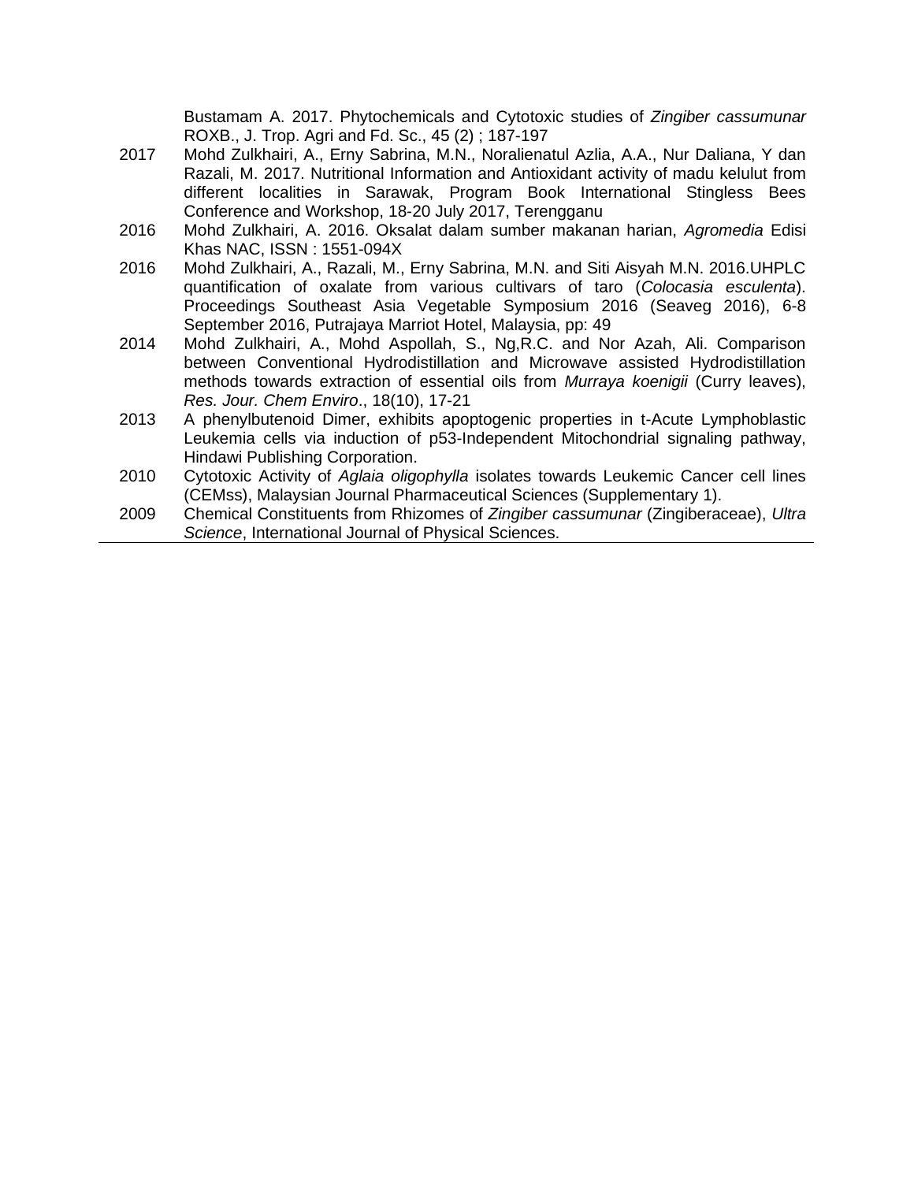|  |  |
| --- | --- |
|  | Bustamam A. 2017. Phytochemicals and Cytotoxic studies of *Zingiber cassumunar* ROXB., J. Trop. Agri and Fd. Sc., 45 (2) ; 187-197 |
| 2017 | Mohd Zulkhairi, A., Erny Sabrina, M.N., Noralienatul Azlia, A.A., Nur Daliana, Y dan Razali, M. 2017. Nutritional Information and Antioxidant activity of madu kelulut from different localities in Sarawak, Program Book International Stingless Bees Conference and Workshop, 18-20 July 2017, Terengganu |
| 2016 | Mohd Zulkhairi, A. 2016. Oksalat dalam sumber makanan harian, *Agromedia* Edisi Khas NAC, ISSN : 1551-094X |
| 2016 | Mohd Zulkhairi, A., Razali, M., Erny Sabrina, M.N. and Siti Aisyah M.N. 2016.UHPLC quantification of oxalate from various cultivars of taro (*Colocasia esculenta*). Proceedings Southeast Asia Vegetable Symposium 2016 (Seaveg 2016), 6-8 September 2016, Putrajaya Marriot Hotel, Malaysia, pp: 49 |
| 2014 | Mohd Zulkhairi, A., Mohd Aspollah, S., Ng,R.C. and Nor Azah, Ali. Comparison between Conventional Hydrodistillation and Microwave assisted Hydrodistillation methods towards extraction of essential oils from *Murraya koenigii* (Curry leaves), *Res. Jour. Chem Enviro*., 18(10), 17-21 |
| 2013 | A phenylbutenoid Dimer, exhibits apoptogenic properties in t-Acute Lymphoblastic Leukemia cells via induction of p53-Independent Mitochondrial signaling pathway, Hindawi Publishing Corporation. |
| 2010 | Cytotoxic Activity of *Aglaia oligophylla* isolates towards Leukemic Cancer cell lines (CEMss), Malaysian Journal Pharmaceutical Sciences (Supplementary 1). |
| 2009 | Chemical Constituents from Rhizomes of *Zingiber cassumunar* (Zingiberaceae), *Ultra Science*, International Journal of Physical Sciences. |